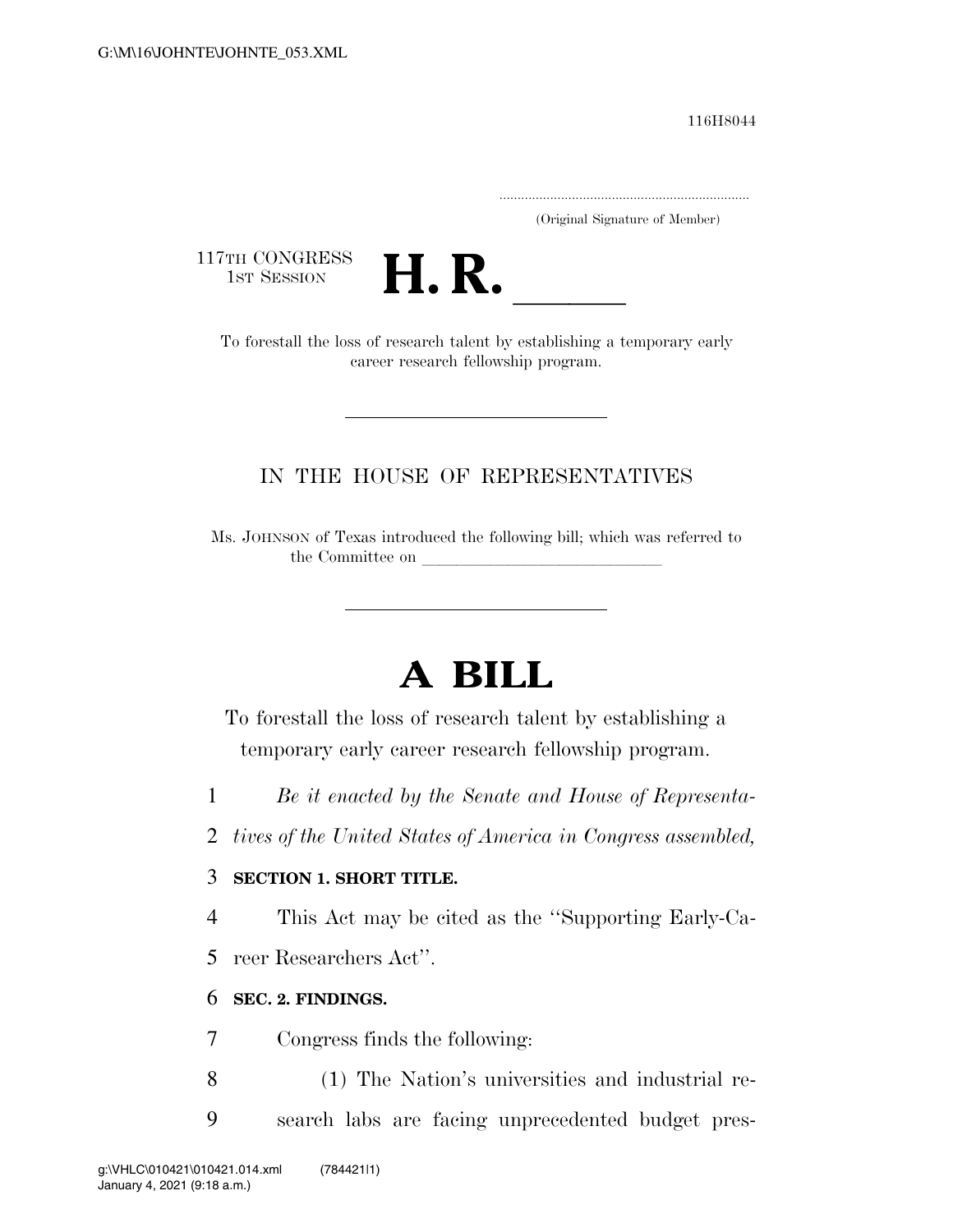116H8044

.....................................................................
(Original Signature of Member)

117TH CONGRESS
1ST SESSION

# H. R. \_\_\_\_\_\_

To forestall the loss of research talent by establishing a temporary early career research fellowship program.

---

## IN THE HOUSE OF REPRESENTATIVES

Ms. JOHNSON of Texas introduced the following bill; which was referred to the Committee on \_\_\_\_\_\_\_\_\_\_\_\_\_\_\_\_\_\_\_\_\_\_\_\_\_\_\_\_

---

# A BILL

To forestall the loss of research talent by establishing a temporary early career research fellowship program.

*Be it enacted by the Senate and House of Representatives of the United States of America in Congress assembled,*

**SECTION 1. SHORT TITLE.**

This Act may be cited as the ''Supporting Early-Career Researchers Act''.

**SEC. 2. FINDINGS.**

Congress finds the following:

(1) The Nation's universities and industrial research labs are facing unprecedented budget pres-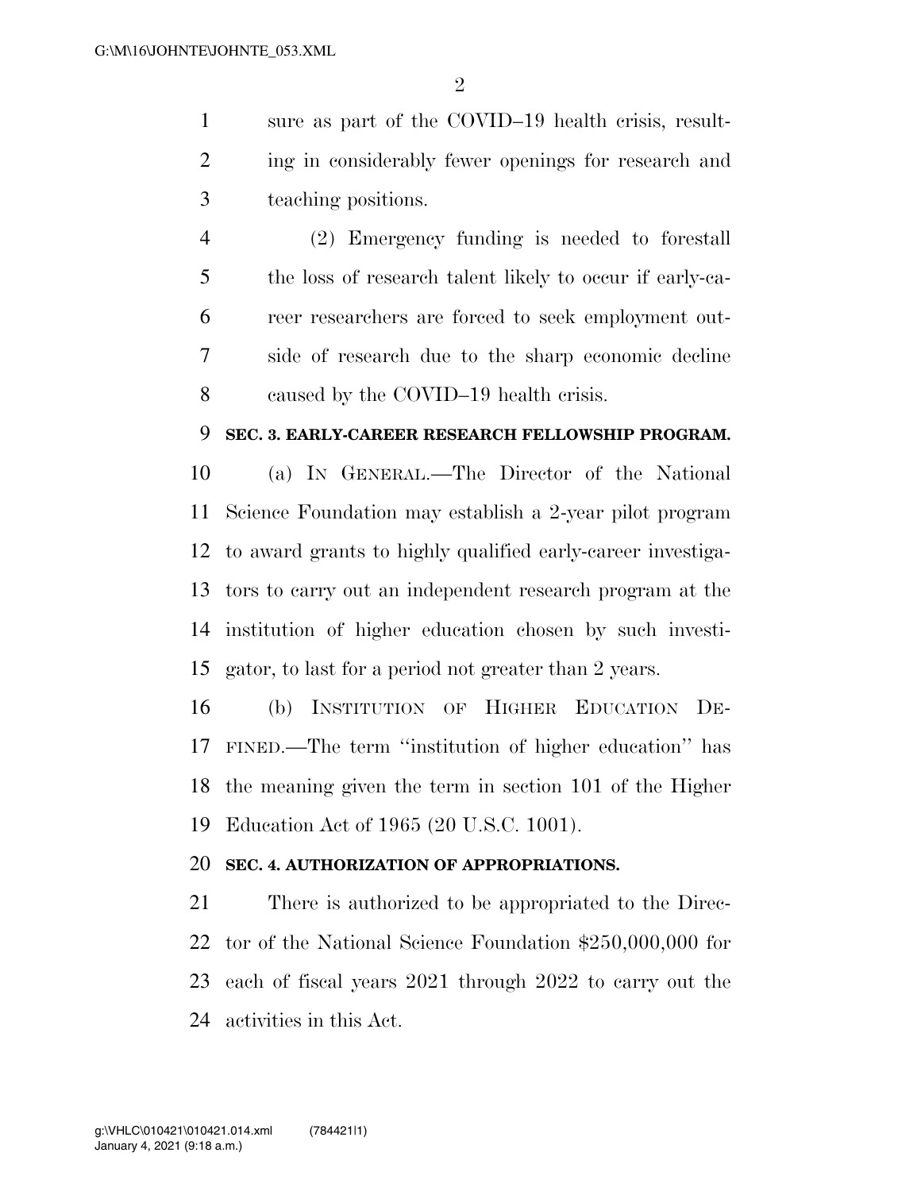sure as part of the COVID–19 health crisis, resulting in considerably fewer openings for research and teaching positions.

(2) Emergency funding is needed to forestall the loss of research talent likely to occur if early-career researchers are forced to seek employment outside of research due to the sharp economic decline caused by the COVID–19 health crisis.

**SEC. 3. EARLY-CAREER RESEARCH FELLOWSHIP PROGRAM.**

(a) IN GENERAL.—The Director of the National Science Foundation may establish a 2-year pilot program to award grants to highly qualified early-career investigators to carry out an independent research program at the institution of higher education chosen by such investigator, to last for a period not greater than 2 years.

(b) INSTITUTION OF HIGHER EDUCATION DEFINED.—The term ''institution of higher education'' has the meaning given the term in section 101 of the Higher Education Act of 1965 (20 U.S.C. 1001).

**SEC. 4. AUTHORIZATION OF APPROPRIATIONS.**

There is authorized to be appropriated to the Director of the National Science Foundation $250,000,000 for each of fiscal years 2021 through 2022 to carry out the activities in this Act.